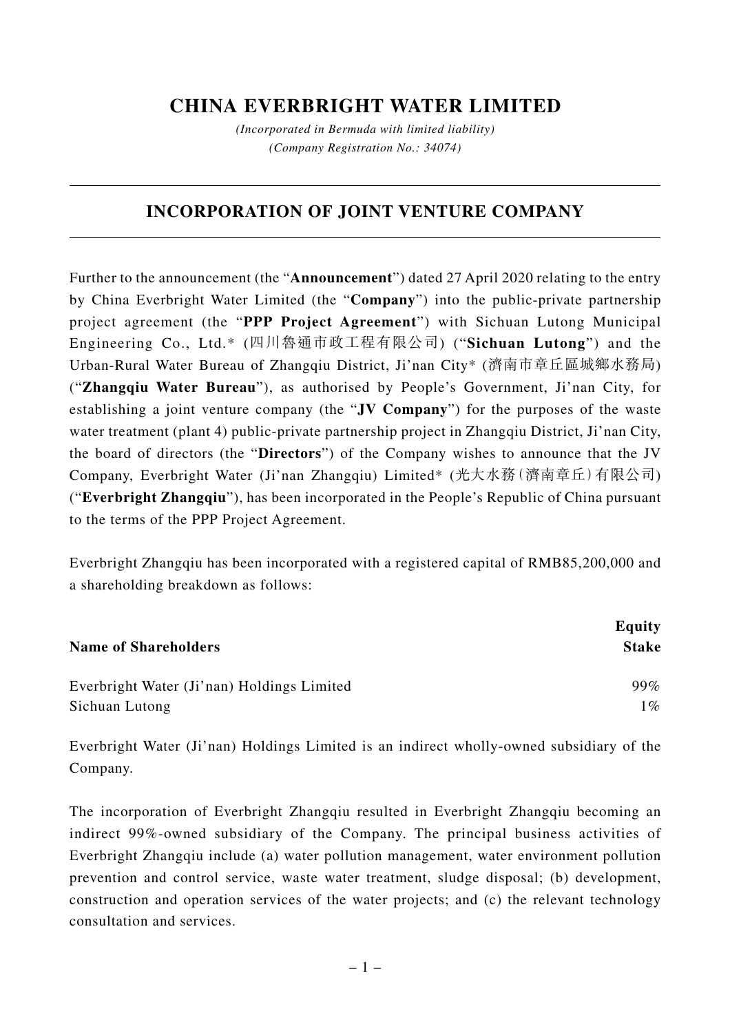# CHINA EVERBRIGHT WATER LIMITED

*(Incorporated in Bermuda with limited liability)*
*(Company Registration No.: 34074)*

## INCORPORATION OF JOINT VENTURE COMPANY

Further to the announcement (the "**Announcement**") dated 27 April 2020 relating to the entry by China Everbright Water Limited (the "**Company**") into the public-private partnership project agreement (the "**PPP Project Agreement**") with Sichuan Lutong Municipal Engineering Co., Ltd.* (四川魯通市政工程有限公司) ("**Sichuan Lutong**") and the Urban-Rural Water Bureau of Zhangqiu District, Ji'nan City* (濟南市章丘區城鄉水務局) ("**Zhangqiu Water Bureau**"), as authorised by People's Government, Ji'nan City, for establishing a joint venture company (the "**JV Company**") for the purposes of the waste water treatment (plant 4) public-private partnership project in Zhangqiu District, Ji'nan City, the board of directors (the "**Directors**") of the Company wishes to announce that the JV Company, Everbright Water (Ji'nan Zhangqiu) Limited* (光大水務(濟南章丘)有限公司) ("**Everbright Zhangqiu**"), has been incorporated in the People's Republic of China pursuant to the terms of the PPP Project Agreement.

Everbright Zhangqiu has been incorporated with a registered capital of RMB85,200,000 and a shareholding breakdown as follows:

| **Name of Shareholders** | **Equity Stake** |
|---|---|
| Everbright Water (Ji'nan) Holdings Limited | 99% |
| Sichuan Lutong | 1% |

Everbright Water (Ji'nan) Holdings Limited is an indirect wholly-owned subsidiary of the Company.

The incorporation of Everbright Zhangqiu resulted in Everbright Zhangqiu becoming an indirect 99%-owned subsidiary of the Company. The principal business activities of Everbright Zhangqiu include (a) water pollution management, water environment pollution prevention and control service, waste water treatment, sludge disposal; (b) development, construction and operation services of the water projects; and (c) the relevant technology consultation and services.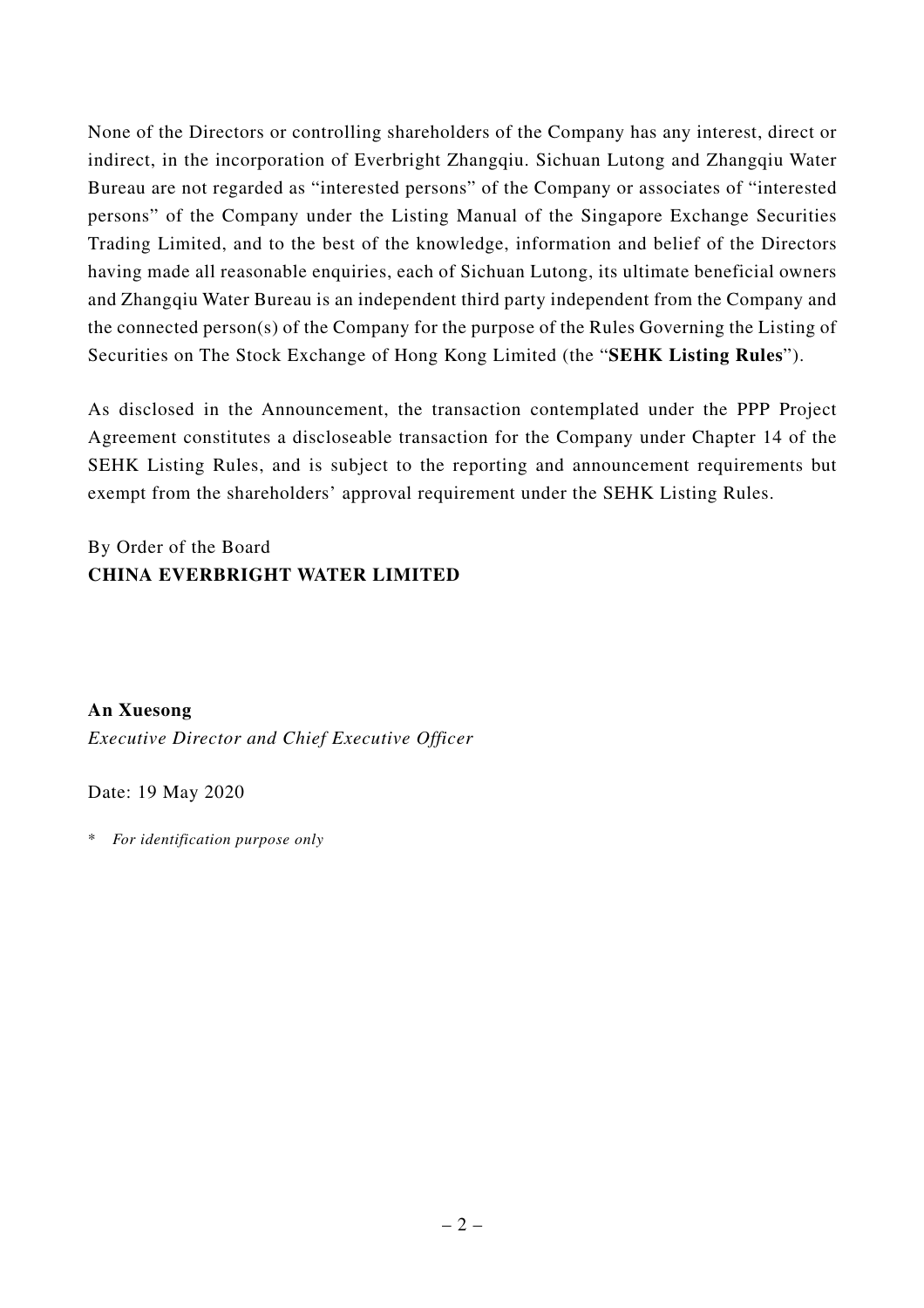None of the Directors or controlling shareholders of the Company has any interest, direct or indirect, in the incorporation of Everbright Zhangqiu. Sichuan Lutong and Zhangqiu Water Bureau are not regarded as "interested persons" of the Company or associates of "interested persons" of the Company under the Listing Manual of the Singapore Exchange Securities Trading Limited, and to the best of the knowledge, information and belief of the Directors having made all reasonable enquiries, each of Sichuan Lutong, its ultimate beneficial owners and Zhangqiu Water Bureau is an independent third party independent from the Company and the connected person(s) of the Company for the purpose of the Rules Governing the Listing of Securities on The Stock Exchange of Hong Kong Limited (the "**SEHK Listing Rules**").

As disclosed in the Announcement, the transaction contemplated under the PPP Project Agreement constitutes a discloseable transaction for the Company under Chapter 14 of the SEHK Listing Rules, and is subject to the reporting and announcement requirements but exempt from the shareholders' approval requirement under the SEHK Listing Rules.

By Order of the Board
**CHINA EVERBRIGHT WATER LIMITED**

**An Xuesong**
*Executive Director and Chief Executive Officer*

Date: 19 May 2020

\* *For identification purpose only*